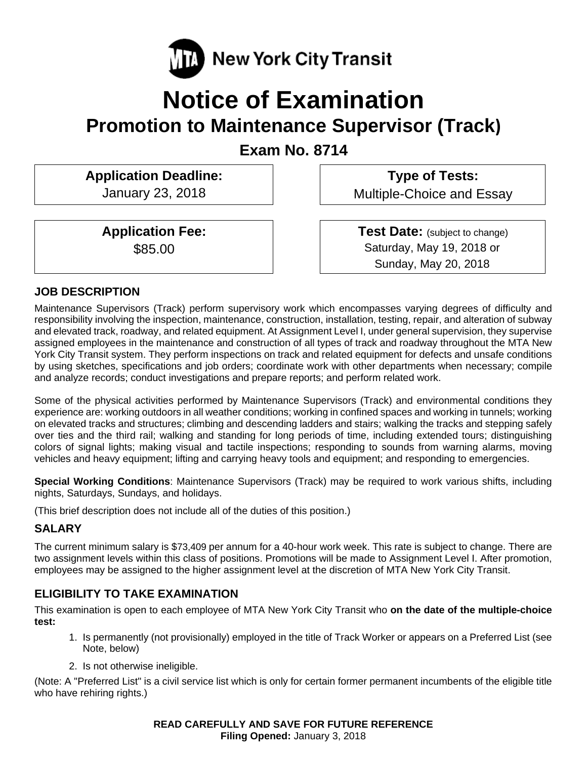MTA New York City Transit

# Notice of Examination

## Promotion to Maintenance Supervisor (Track)

### Exam No. 8714

**Application Deadline:**
January 23, 2018

**Type of Tests:**
Multiple-Choice and Essay

**Application Fee:**
$85.00

**Test Date:** (subject to change)
Saturday, May 19, 2018 or
Sunday, May 20, 2018

### JOB DESCRIPTION

Maintenance Supervisors (Track) perform supervisory work which encompasses varying degrees of difficulty and responsibility involving the inspection, maintenance, construction, installation, testing, repair, and alteration of subway and elevated track, roadway, and related equipment. At Assignment Level I, under general supervision, they supervise assigned employees in the maintenance and construction of all types of track and roadway throughout the MTA New York City Transit system. They perform inspections on track and related equipment for defects and unsafe conditions by using sketches, specifications and job orders; coordinate work with other departments when necessary; compile and analyze records; conduct investigations and prepare reports; and perform related work.

Some of the physical activities performed by Maintenance Supervisors (Track) and environmental conditions they experience are: working outdoors in all weather conditions; working in confined spaces and working in tunnels; working on elevated tracks and structures; climbing and descending ladders and stairs; walking the tracks and stepping safely over ties and the third rail; walking and standing for long periods of time, including extended tours; distinguishing colors of signal lights; making visual and tactile inspections; responding to sounds from warning alarms, moving vehicles and heavy equipment; lifting and carrying heavy tools and equipment; and responding to emergencies.

**Special Working Conditions**: Maintenance Supervisors (Track) may be required to work various shifts, including nights, Saturdays, Sundays, and holidays.

(This brief description does not include all of the duties of this position.)

### SALARY

The current minimum salary is $73,409 per annum for a 40-hour work week. This rate is subject to change. There are two assignment levels within this class of positions. Promotions will be made to Assignment Level I. After promotion, employees may be assigned to the higher assignment level at the discretion of MTA New York City Transit.

### ELIGIBILITY TO TAKE EXAMINATION

This examination is open to each employee of MTA New York City Transit who **on the date of the multiple-choice test:**

1. Is permanently (not provisionally) employed in the title of Track Worker or appears on a Preferred List (see Note, below)
2. Is not otherwise ineligible.

(Note: A "Preferred List" is a civil service list which is only for certain former permanent incumbents of the eligible title who have rehiring rights.)

**READ CAREFULLY AND SAVE FOR FUTURE REFERENCE**
**Filing Opened:** January 3, 2018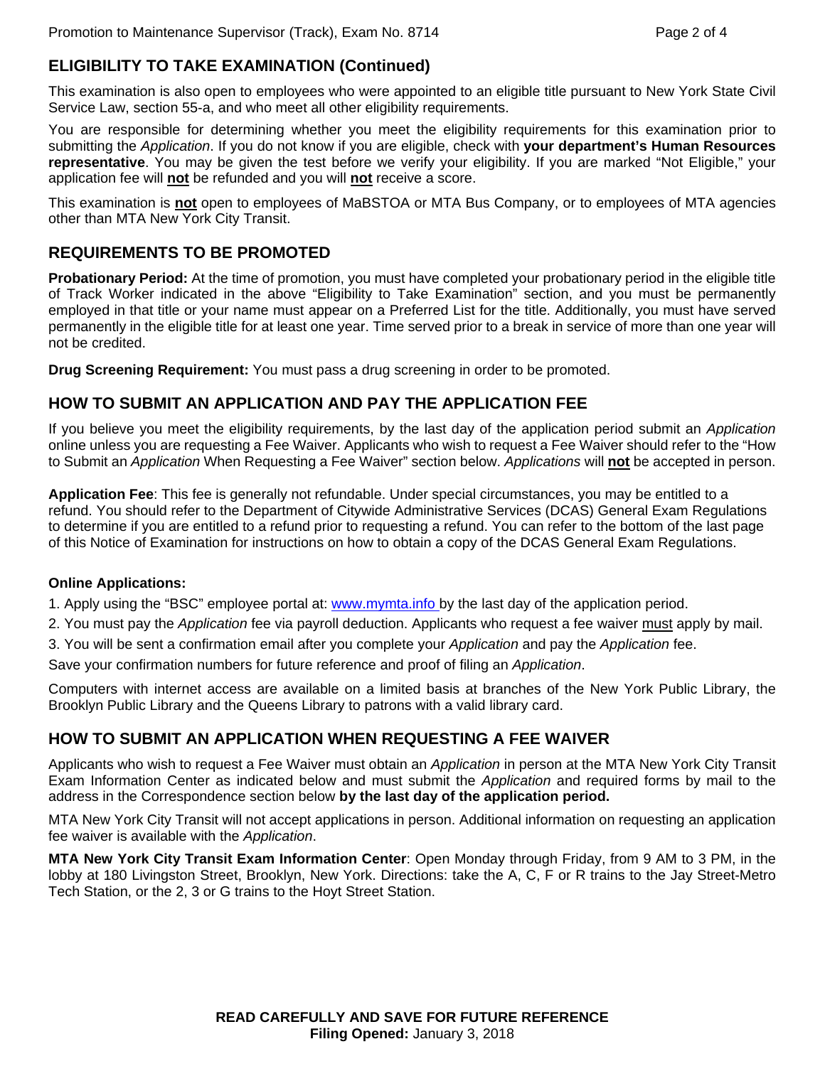## ELIGIBILITY TO TAKE EXAMINATION (Continued)

This examination is also open to employees who were appointed to an eligible title pursuant to New York State Civil Service Law, section 55-a, and who meet all other eligibility requirements.

You are responsible for determining whether you meet the eligibility requirements for this examination prior to submitting the *Application*. If you do not know if you are eligible, check with **your department's Human Resources representative**. You may be given the test before we verify your eligibility. If you are marked "Not Eligible," your application fee will **not** be refunded and you will **not** receive a score.

This examination is **not** open to employees of MaBSTOA or MTA Bus Company, or to employees of MTA agencies other than MTA New York City Transit.

## REQUIREMENTS TO BE PROMOTED

**Probationary Period:** At the time of promotion, you must have completed your probationary period in the eligible title of Track Worker indicated in the above "Eligibility to Take Examination" section, and you must be permanently employed in that title or your name must appear on a Preferred List for the title. Additionally, you must have served permanently in the eligible title for at least one year. Time served prior to a break in service of more than one year will not be credited.

**Drug Screening Requirement:** You must pass a drug screening in order to be promoted.

## HOW TO SUBMIT AN APPLICATION AND PAY THE APPLICATION FEE

If you believe you meet the eligibility requirements, by the last day of the application period submit an *Application* online unless you are requesting a Fee Waiver. Applicants who wish to request a Fee Waiver should refer to the "How to Submit an *Application* When Requesting a Fee Waiver" section below. *Applications* will **not** be accepted in person.

**Application Fee**: This fee is generally not refundable. Under special circumstances, you may be entitled to a refund. You should refer to the Department of Citywide Administrative Services (DCAS) General Exam Regulations to determine if you are entitled to a refund prior to requesting a refund. You can refer to the bottom of the last page of this Notice of Examination for instructions on how to obtain a copy of the DCAS General Exam Regulations.

**Online Applications:**

1. Apply using the "BSC" employee portal at: www.mymta.info by the last day of the application period.
2. You must pay the *Application* fee via payroll deduction. Applicants who request a fee waiver must apply by mail.
3. You will be sent a confirmation email after you complete your *Application* and pay the *Application* fee.

Save your confirmation numbers for future reference and proof of filing an *Application*.

Computers with internet access are available on a limited basis at branches of the New York Public Library, the Brooklyn Public Library and the Queens Library to patrons with a valid library card.

## HOW TO SUBMIT AN APPLICATION WHEN REQUESTING A FEE WAIVER

Applicants who wish to request a Fee Waiver must obtain an *Application* in person at the MTA New York City Transit Exam Information Center as indicated below and must submit the *Application* and required forms by mail to the address in the Correspondence section below **by the last day of the application period.**

MTA New York City Transit will not accept applications in person. Additional information on requesting an application fee waiver is available with the *Application*.

**MTA New York City Transit Exam Information Center**: Open Monday through Friday, from 9 AM to 3 PM, in the lobby at 180 Livingston Street, Brooklyn, New York. Directions: take the A, C, F or R trains to the Jay Street-Metro Tech Station, or the 2, 3 or G trains to the Hoyt Street Station.

**READ CAREFULLY AND SAVE FOR FUTURE REFERENCE**
**Filing Opened:** January 3, 2018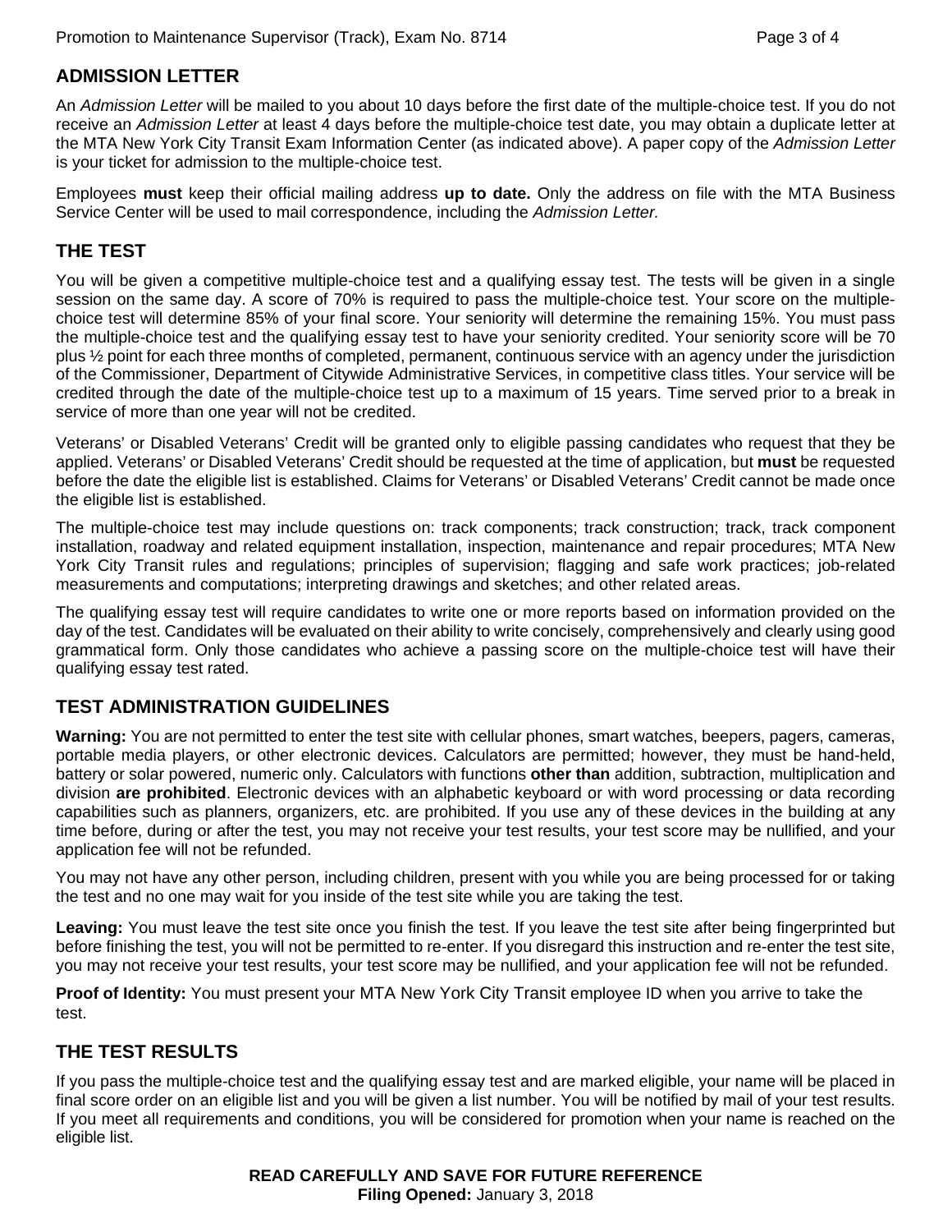## ADMISSION LETTER

An *Admission Letter* will be mailed to you about 10 days before the first date of the multiple-choice test. If you do not receive an *Admission Letter* at least 4 days before the multiple-choice test date, you may obtain a duplicate letter at the MTA New York City Transit Exam Information Center (as indicated above). A paper copy of the *Admission Letter* is your ticket for admission to the multiple-choice test.

Employees **must** keep their official mailing address **up to date.** Only the address on file with the MTA Business Service Center will be used to mail correspondence, including the *Admission Letter.*

## THE TEST

You will be given a competitive multiple-choice test and a qualifying essay test. The tests will be given in a single session on the same day. A score of 70% is required to pass the multiple-choice test. Your score on the multiple-choice test will determine 85% of your final score. Your seniority will determine the remaining 15%. You must pass the multiple-choice test and the qualifying essay test to have your seniority credited. Your seniority score will be 70 plus ½ point for each three months of completed, permanent, continuous service with an agency under the jurisdiction of the Commissioner, Department of Citywide Administrative Services, in competitive class titles. Your service will be credited through the date of the multiple-choice test up to a maximum of 15 years. Time served prior to a break in service of more than one year will not be credited.

Veterans' or Disabled Veterans' Credit will be granted only to eligible passing candidates who request that they be applied. Veterans' or Disabled Veterans' Credit should be requested at the time of application, but **must** be requested before the date the eligible list is established. Claims for Veterans' or Disabled Veterans' Credit cannot be made once the eligible list is established.

The multiple-choice test may include questions on: track components; track construction; track, track component installation, roadway and related equipment installation, inspection, maintenance and repair procedures; MTA New York City Transit rules and regulations; principles of supervision; flagging and safe work practices; job-related measurements and computations; interpreting drawings and sketches; and other related areas.

The qualifying essay test will require candidates to write one or more reports based on information provided on the day of the test. Candidates will be evaluated on their ability to write concisely, comprehensively and clearly using good grammatical form. Only those candidates who achieve a passing score on the multiple-choice test will have their qualifying essay test rated.

## TEST ADMINISTRATION GUIDELINES

**Warning:** You are not permitted to enter the test site with cellular phones, smart watches, beepers, pagers, cameras, portable media players, or other electronic devices. Calculators are permitted; however, they must be hand-held, battery or solar powered, numeric only. Calculators with functions **other than** addition, subtraction, multiplication and division **are prohibited**. Electronic devices with an alphabetic keyboard or with word processing or data recording capabilities such as planners, organizers, etc. are prohibited. If you use any of these devices in the building at any time before, during or after the test, you may not receive your test results, your test score may be nullified, and your application fee will not be refunded.

You may not have any other person, including children, present with you while you are being processed for or taking the test and no one may wait for you inside of the test site while you are taking the test.

**Leaving:** You must leave the test site once you finish the test. If you leave the test site after being fingerprinted but before finishing the test, you will not be permitted to re-enter. If you disregard this instruction and re-enter the test site, you may not receive your test results, your test score may be nullified, and your application fee will not be refunded.

**Proof of Identity:** You must present your MTA New York City Transit employee ID when you arrive to take the test.

## THE TEST RESULTS

If you pass the multiple-choice test and the qualifying essay test and are marked eligible, your name will be placed in final score order on an eligible list and you will be given a list number. You will be notified by mail of your test results. If you meet all requirements and conditions, you will be considered for promotion when your name is reached on the eligible list.

**READ CAREFULLY AND SAVE FOR FUTURE REFERENCE**
**Filing Opened:** January 3, 2018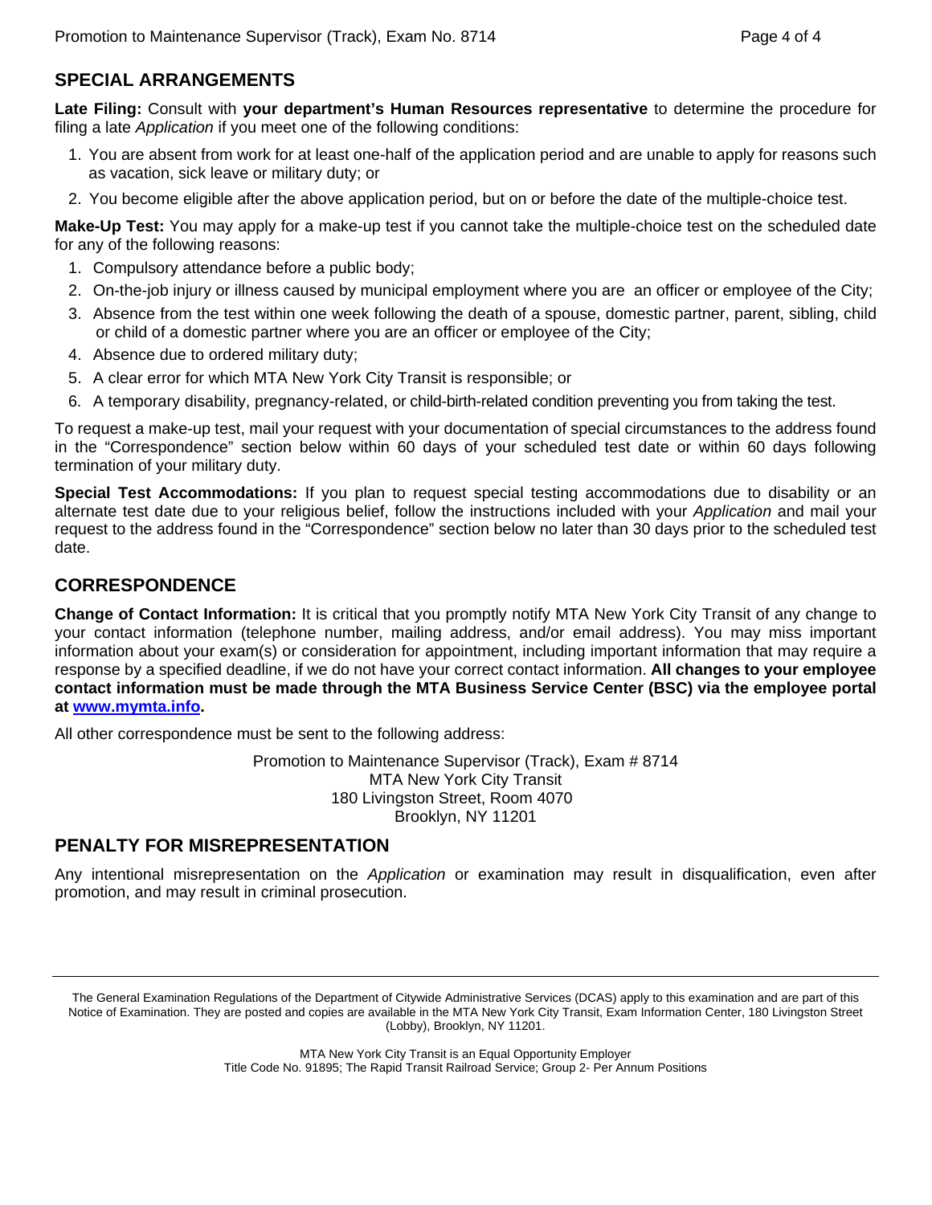## SPECIAL ARRANGEMENTS

**Late Filing:** Consult with **your department's Human Resources representative** to determine the procedure for filing a late *Application* if you meet one of the following conditions:

1. You are absent from work for at least one-half of the application period and are unable to apply for reasons such as vacation, sick leave or military duty; or
2. You become eligible after the above application period, but on or before the date of the multiple-choice test.

**Make-Up Test:** You may apply for a make-up test if you cannot take the multiple-choice test on the scheduled date for any of the following reasons:

1. Compulsory attendance before a public body;
2. On-the-job injury or illness caused by municipal employment where you are an officer or employee of the City;
3. Absence from the test within one week following the death of a spouse, domestic partner, parent, sibling, child or child of a domestic partner where you are an officer or employee of the City;
4. Absence due to ordered military duty;
5. A clear error for which MTA New York City Transit is responsible; or
6. A temporary disability, pregnancy-related, or child-birth-related condition preventing you from taking the test.

To request a make-up test, mail your request with your documentation of special circumstances to the address found in the "Correspondence" section below within 60 days of your scheduled test date or within 60 days following termination of your military duty.

**Special Test Accommodations:** If you plan to request special testing accommodations due to disability or an alternate test date due to your religious belief, follow the instructions included with your *Application* and mail your request to the address found in the "Correspondence" section below no later than 30 days prior to the scheduled test date.

## CORRESPONDENCE

**Change of Contact Information:** It is critical that you promptly notify MTA New York City Transit of any change to your contact information (telephone number, mailing address, and/or email address). You may miss important information about your exam(s) or consideration for appointment, including important information that may require a response by a specified deadline, if we do not have your correct contact information. **All changes to your employee contact information must be made through the MTA Business Service Center (BSC) via the employee portal at www.mymta.info.**

All other correspondence must be sent to the following address:

Promotion to Maintenance Supervisor (Track), Exam # 8714
MTA New York City Transit
180 Livingston Street, Room 4070
Brooklyn, NY 11201

## PENALTY FOR MISREPRESENTATION

Any intentional misrepresentation on the *Application* or examination may result in disqualification, even after promotion, and may result in criminal prosecution.

---

The General Examination Regulations of the Department of Citywide Administrative Services (DCAS) apply to this examination and are part of this Notice of Examination. They are posted and copies are available in the MTA New York City Transit, Exam Information Center, 180 Livingston Street (Lobby), Brooklyn, NY 11201.

MTA New York City Transit is an Equal Opportunity Employer
Title Code No. 91895; The Rapid Transit Railroad Service; Group 2- Per Annum Positions